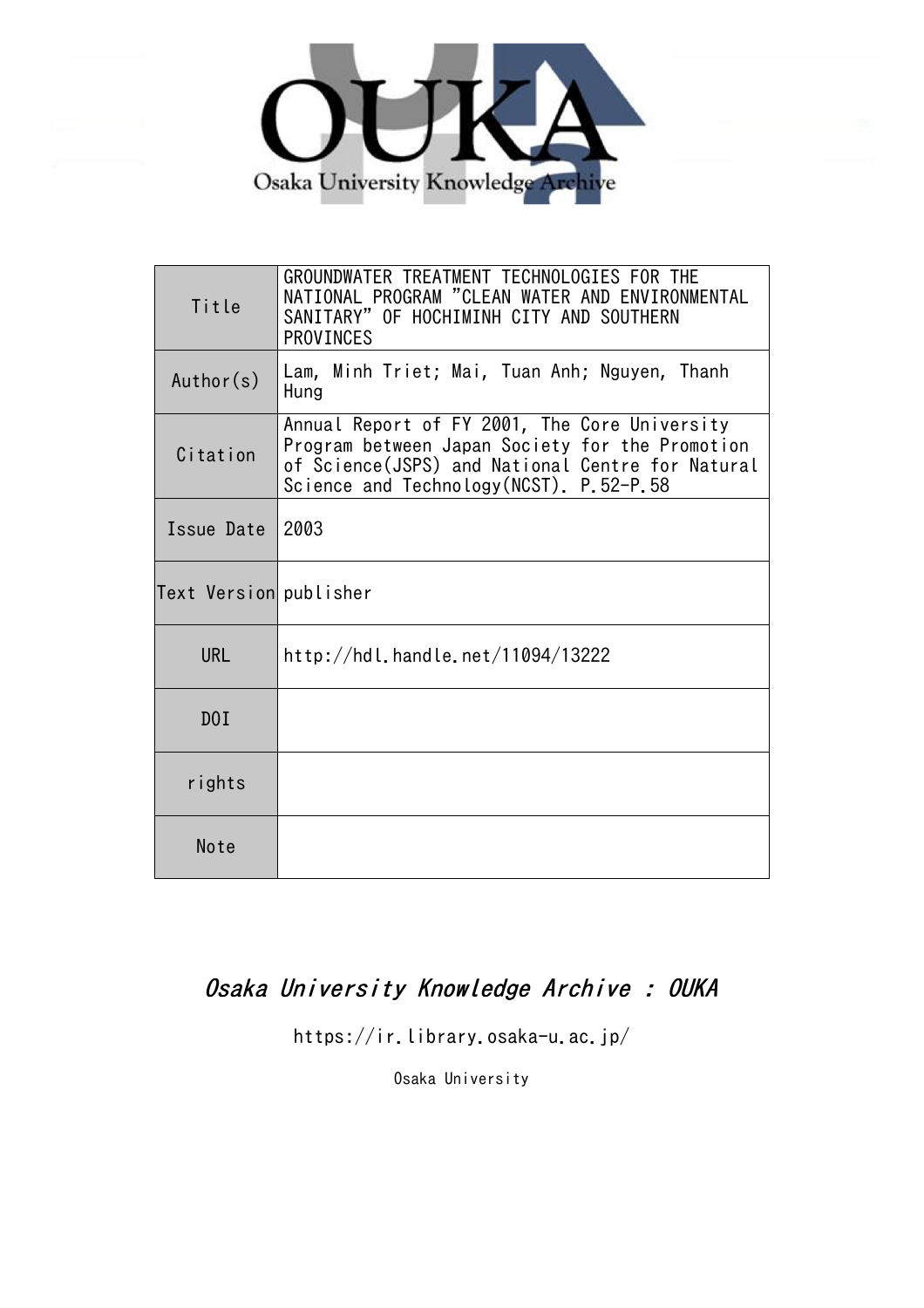Osaka University Knowledge Archive

| Title | GROUNDWATER TREATMENT TECHNOLOGIES FOR THE NATIONAL PROGRAM "CLEAN WATER AND ENVIRONMENTAL SANITARY" OF HOCHIMINH CITY AND SOUTHERN PROVINCES |
|---|---|
| Author(s) | Lam, Minh Triet; Mai, Tuan Anh; Nguyen, Thanh Hung |
| Citation | Annual Report of FY 2001, The Core University Program between Japan Society for the Promotion of Science(JSPS) and National Centre for Natural Science and Technology(NCST). P.52-P.58 |
| Issue Date | 2003 |
| Text Version | publisher |
| URL | http://hdl.handle.net/11094/13222 |
| DOI | |
| rights | |
| Note | |

*Osaka University Knowledge Archive : OUKA*

https://ir.library.osaka-u.ac.jp/

Osaka University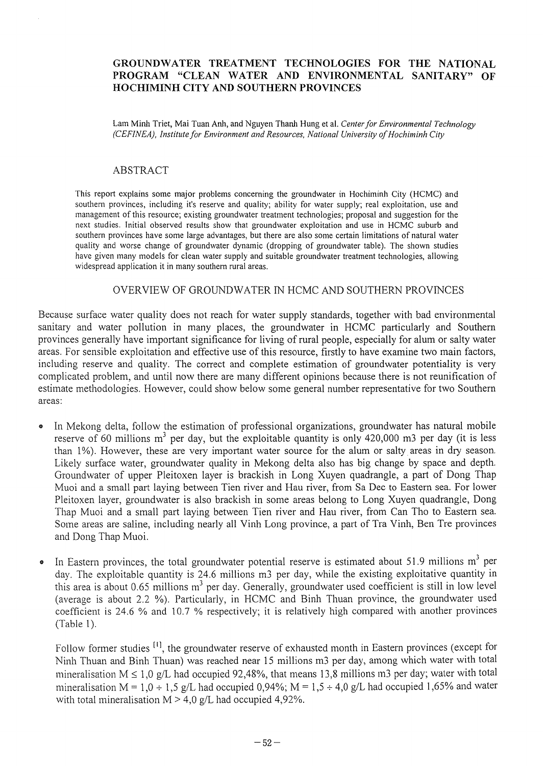# GROUNDWATER TREATMENT TECHNOLOGIES FOR THE NATIONAL PROGRAM "CLEAN WATER AND ENVIRONMENTAL SANITARY" OF HOCHIMINH CITY AND SOUTHERN PROVINCES

Lam Minh Triet, Mai Tuan Anh, and Nguyen Thanh Hung et al. *Center for Environmental Technology (CEFINEA), Institute for Environment and Resources, National University of Hochiminh City*

## ABSTRACT

This report explains some major problems concerning the groundwater in Hochiminh City (HCMC) and southern provinces, including it's reserve and quality; ability for water supply; real exploitation, use and management of this resource; existing groundwater treatment technologies; proposal and suggestion for the next studies. Initial observed results show that groundwater exploitation and use in HCMC suburb and southern provinces have some large advantages, but there are also some certain limitations of natural water quality and worse change of groundwater dynamic (dropping of groundwater table). The shown studies have given many models for clean water supply and suitable groundwater treatment technologies, allowing widespread application it in many southern rural areas.

## OVERVIEW OF GROUNDWATER IN HCMC AND SOUTHERN PROVINCES

Because surface water quality does not reach for water supply standards, together with bad environmental sanitary and water pollution in many places, the groundwater in HCMC particularly and Southern provinces generally have important significance for living of rural people, especially for alum or salty water areas. For sensible exploitation and effective use of this resource, firstly to have examine two main factors, including reserve and quality. The correct and complete estimation of groundwater potentiality is very complicated problem, and until now there are many different opinions because there is not reunification of estimate methodologies. However, could show below some general number representative for two Southern areas:

- In Mekong delta, follow the estimation of professional organizations, groundwater has natural mobile reserve of 60 millions m$^3$ per day, but the exploitable quantity is only 420,000 m3 per day (it is less than 1%). However, these are very important water source for the alum or salty areas in dry season. Likely surface water, groundwater quality in Mekong delta also has big change by space and depth. Groundwater of upper Pleitoxen layer is brackish in Long Xuyen quadrangle, a part of Dong Thap Muoi and a small part laying between Tien river and Hau river, from Sa Dec to Eastern sea. For lower Pleitoxen layer, groundwater is also brackish in some areas belong to Long Xuyen quadrangle, Dong Thap Muoi and a small part laying between Tien river and Hau river, from Can Tho to Eastern sea. Some areas are saline, including nearly all Vinh Long province, a part of Tra Vinh, Ben Tre provinces and Dong Thap Muoi.

- In Eastern provinces, the total groundwater potential reserve is estimated about 51.9 millions m$^3$ per day. The exploitable quantity is 24.6 millions m3 per day, while the existing exploitative quantity in this area is about 0.65 millions m$^3$ per day. Generally, groundwater used coefficient is still in low level (average is about 2.2 %). Particularly, in HCMC and Binh Thuan province, the groundwater used coefficient is 24.6 % and 10.7 % respectively; it is relatively high compared with another provinces (Table 1).

  Follow former studies [1], the groundwater reserve of exhausted month in Eastern provinces (except for Ninh Thuan and Binh Thuan) was reached near 15 millions m3 per day, among which water with total mineralisation $M \leq 1,0$ g/L had occupied 92,48%, that means 13,8 millions m3 per day; water with total mineralisation $M = 1,0 \div 1,5$ g/L had occupied 0,94%; $M = 1,5 \div 4,0$ g/L had occupied 1,65% and water with total mineralisation $M > 4,0$ g/L had occupied 4,92%.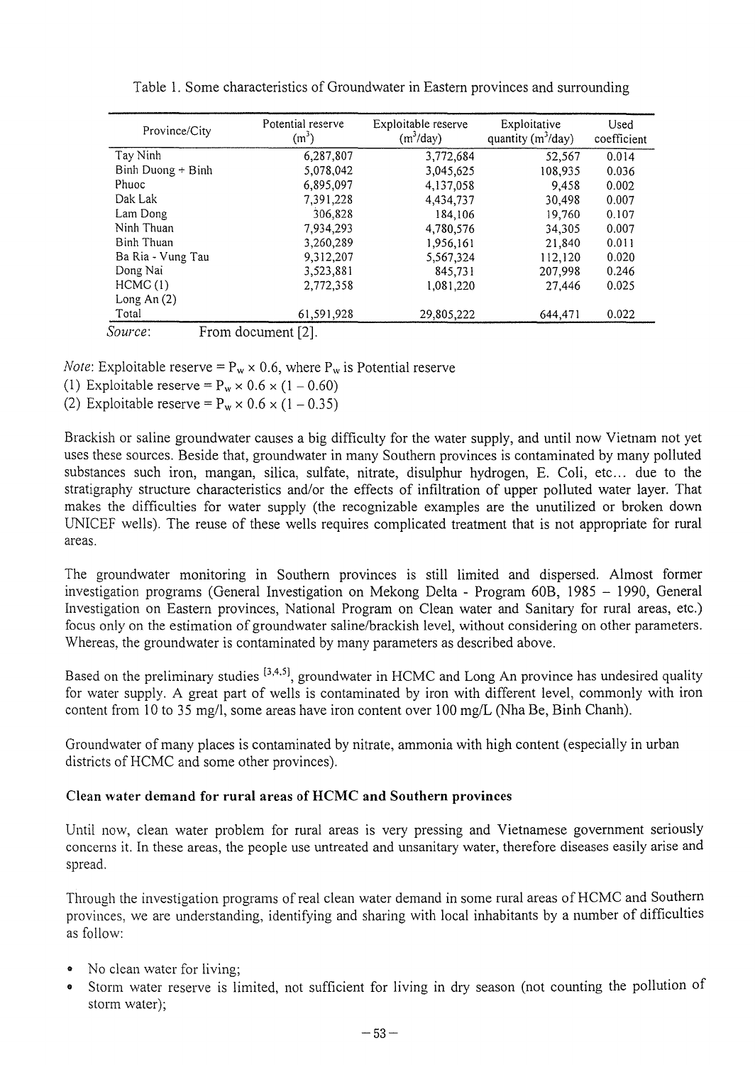Table 1. Some characteristics of Groundwater in Eastern provinces and surrounding

| Province/City | Potential reserve ($m^3$) | Exploitable reserve ($m^3$/day) | Exploitative quantity ($m^3$/day) | Used coefficient |
|---|---|---|---|---|
| Tay Ninh | 6,287,807 | 3,772,684 | 52,567 | 0.014 |
| Binh Duong + Binh | 5,078,042 | 3,045,625 | 108,935 | 0.036 |
| Phuoc | 6,895,097 | 4,137,058 | 9,458 | 0.002 |
| Dak Lak | 7,391,228 | 4,434,737 | 30,498 | 0.007 |
| Lam Dong | 306,828 | 184,106 | 19,760 | 0.107 |
| Ninh Thuan | 7,934,293 | 4,780,576 | 34,305 | 0.007 |
| Binh Thuan | 3,260,289 | 1,956,161 | 21,840 | 0.011 |
| Ba Ria - Vung Tau | 9,312,207 | 5,567,324 | 112,120 | 0.020 |
| Dong Nai | 3,523,881 | 845,731 | 207,998 | 0.246 |
| HCMC (1) | 2,772,358 | 1,081,220 | 27,446 | 0.025 |
| Long An (2) | | | | |
| Total | 61,591,928 | 29,805,222 | 644,471 | 0.022 |

*Source*: From document [2].

*Note*: Exploitable reserve = $P_w \times 0.6$, where $P_w$ is Potential reserve

(1) Exploitable reserve = $P_w \times 0.6 \times (1 - 0.60)$

(2) Exploitable reserve = $P_w \times 0.6 \times (1 - 0.35)$

Brackish or saline groundwater causes a big difficulty for the water supply, and until now Vietnam not yet uses these sources. Beside that, groundwater in many Southern provinces is contaminated by many polluted substances such iron, mangan, silica, sulfate, nitrate, disulphur hydrogen, E. Coli, etc... due to the stratigraphy structure characteristics and/or the effects of infiltration of upper polluted water layer. That makes the difficulties for water supply (the recognizable examples are the unutilized or broken down UNICEF wells). The reuse of these wells requires complicated treatment that is not appropriate for rural areas.

The groundwater monitoring in Southern provinces is still limited and dispersed. Almost former investigation programs (General Investigation on Mekong Delta - Program 60B, 1985 – 1990, General Investigation on Eastern provinces, National Program on Clean water and Sanitary for rural areas, etc.) focus only on the estimation of groundwater saline/brackish level, without considering on other parameters. Whereas, the groundwater is contaminated by many parameters as described above.

Based on the preliminary studies [3,4,5], groundwater in HCMC and Long An province has undesired quality for water supply. A great part of wells is contaminated by iron with different level, commonly with iron content from 10 to 35 mg/l, some areas have iron content over 100 mg/L (Nha Be, Binh Chanh).

Groundwater of many places is contaminated by nitrate, ammonia with high content (especially in urban districts of HCMC and some other provinces).

**Clean water demand for rural areas of HCMC and Southern provinces**

Until now, clean water problem for rural areas is very pressing and Vietnamese government seriously concerns it. In these areas, the people use untreated and unsanitary water, therefore diseases easily arise and spread.

Through the investigation programs of real clean water demand in some rural areas of HCMC and Southern provinces, we are understanding, identifying and sharing with local inhabitants by a number of difficulties as follow:

- No clean water for living;
- Storm water reserve is limited, not sufficient for living in dry season (not counting the pollution of storm water);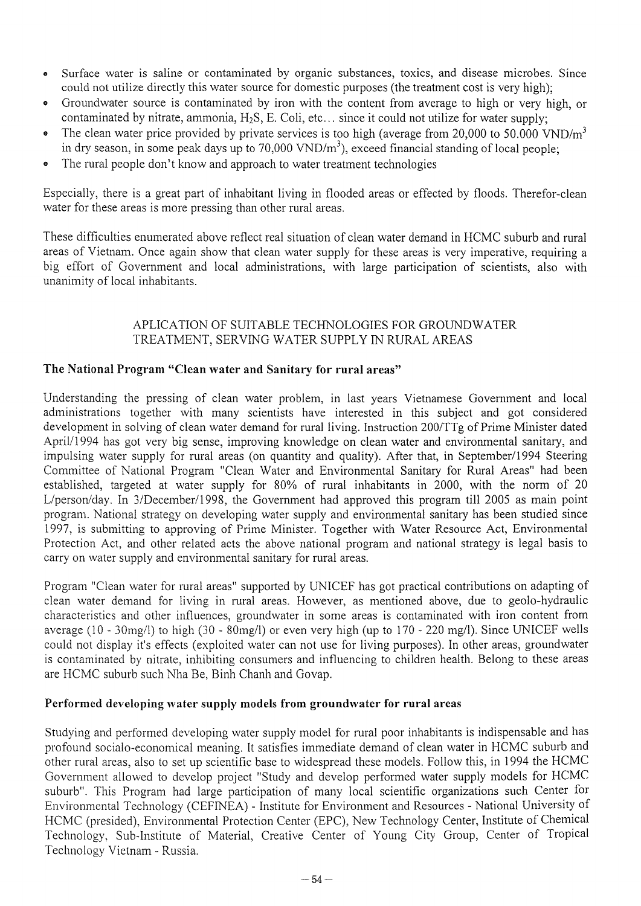- Surface water is saline or contaminated by organic substances, toxics, and disease microbes. Since could not utilize directly this water source for domestic purposes (the treatment cost is very high);
- Groundwater source is contaminated by iron with the content from average to high or very high, or contaminated by nitrate, ammonia, $H_2S$, E. Coli, etc... since it could not utilize for water supply;
- The clean water price provided by private services is too high (average from 20,000 to 50.000 VND/$m^3$ in dry season, in some peak days up to 70,000 VND/$m^3$), exceed financial standing of local people;
- The rural people don't know and approach to water treatment technologies

Especially, there is a great part of inhabitant living in flooded areas or effected by floods. Therefor-clean water for these areas is more pressing than other rural areas.

These difficulties enumerated above reflect real situation of clean water demand in HCMC suburb and rural areas of Vietnam. Once again show that clean water supply for these areas is very imperative, requiring a big effort of Government and local administrations, with large participation of scientists, also with unanimity of local inhabitants.

## APLICATION OF SUITABLE TECHNOLOGIES FOR GROUNDWATER TREATMENT, SERVING WATER SUPPLY IN RURAL AREAS

### The National Program "Clean water and Sanitary for rural areas"

Understanding the pressing of clean water problem, in last years Vietnamese Government and local administrations together with many scientists have interested in this subject and got considered development in solving of clean water demand for rural living. Instruction 200/TTg of Prime Minister dated April/1994 has got very big sense, improving knowledge on clean water and environmental sanitary, and impulsing water supply for rural areas (on quantity and quality). After that, in September/1994 Steering Committee of National Program "Clean Water and Environmental Sanitary for Rural Areas" had been established, targeted at water supply for 80% of rural inhabitants in 2000, with the norm of 20 L/person/day. In 3/December/1998, the Government had approved this program till 2005 as main point program. National strategy on developing water supply and environmental sanitary has been studied since 1997, is submitting to approving of Prime Minister. Together with Water Resource Act, Environmental Protection Act, and other related acts the above national program and national strategy is legal basis to carry on water supply and environmental sanitary for rural areas.

Program "Clean water for rural areas" supported by UNICEF has got practical contributions on adapting of clean water demand for living in rural areas. However, as mentioned above, due to geolo-hydraulic characteristics and other influences, groundwater in some areas is contaminated with iron content from average (10 - 30mg/l) to high (30 - 80mg/l) or even very high (up to 170 - 220 mg/l). Since UNICEF wells could not display it's effects (exploited water can not use for living purposes). In other areas, groundwater is contaminated by nitrate, inhibiting consumers and influencing to children health. Belong to these areas are HCMC suburb such Nha Be, Binh Chanh and Govap.

### Performed developing water supply models from groundwater for rural areas

Studying and performed developing water supply model for rural poor inhabitants is indispensable and has profound socialo-economical meaning. It satisfies immediate demand of clean water in HCMC suburb and other rural areas, also to set up scientific base to widespread these models. Follow this, in 1994 the HCMC Government allowed to develop project "Study and develop performed water supply models for HCMC suburb". This Program had large participation of many local scientific organizations such Center for Environmental Technology (CEFINEA) - Institute for Environment and Resources - National University of HCMC (presided), Environmental Protection Center (EPC), New Technology Center, Institute of Chemical Technology, Sub-Institute of Material, Creative Center of Young City Group, Center of Tropical Technology Vietnam - Russia.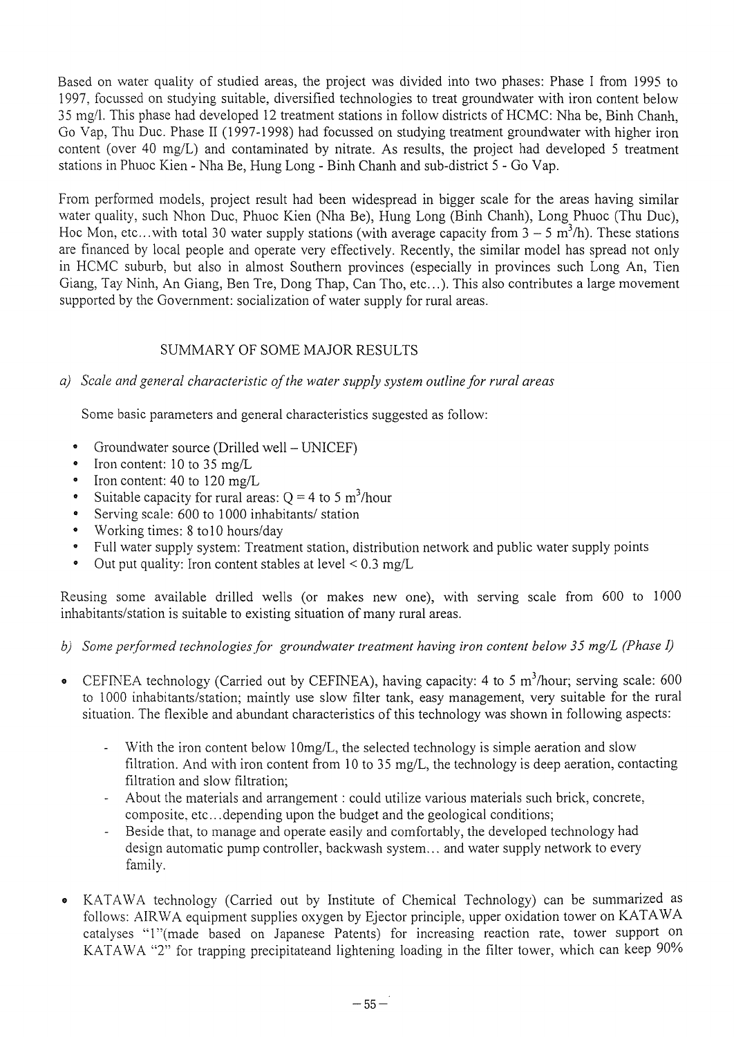Based on water quality of studied areas, the project was divided into two phases: Phase I from 1995 to 1997, focussed on studying suitable, diversified technologies to treat groundwater with iron content below 35 mg/l. This phase had developed 12 treatment stations in follow districts of HCMC: Nha be, Binh Chanh, Go Vap, Thu Duc. Phase II (1997-1998) had focussed on studying treatment groundwater with higher iron content (over 40 mg/L) and contaminated by nitrate. As results, the project had developed 5 treatment stations in Phuoc Kien - Nha Be, Hung Long - Binh Chanh and sub-district 5 - Go Vap.

From performed models, project result had been widespread in bigger scale for the areas having similar water quality, such Nhon Duc, Phuoc Kien (Nha Be), Hung Long (Binh Chanh), Long Phuoc (Thu Duc), Hoc Mon, etc...with total 30 water supply stations (with average capacity from 3 – 5 $m^3$/h). These stations are financed by local people and operate very effectively. Recently, the similar model has spread not only in HCMC suburb, but also in almost Southern provinces (especially in provinces such Long An, Tien Giang, Tay Ninh, An Giang, Ben Tre, Dong Thap, Can Tho, etc...). This also contributes a large movement supported by the Government: socialization of water supply for rural areas.

## SUMMARY OF SOME MAJOR RESULTS

*a) Scale and general characteristic of the water supply system outline for rural areas*

Some basic parameters and general characteristics suggested as follow:

- Groundwater source (Drilled well – UNICEF)
- Iron content: 10 to 35 mg/L
- Iron content: 40 to 120 mg/L
- Suitable capacity for rural areas: Q = 4 to 5 $m^3$/hour
- Serving scale: 600 to 1000 inhabitants/ station
- Working times: 8 to10 hours/day
- Full water supply system: Treatment station, distribution network and public water supply points
- Out put quality: Iron content stables at level < 0.3 mg/L

Reusing some available drilled wells (or makes new one), with serving scale from 600 to 1000 inhabitants/station is suitable to existing situation of many rural areas.

*b) Some performed technologies for groundwater treatment having iron content below 35 mg/L (Phase I)*

- CEFINEA technology (Carried out by CEFINEA), having capacity: 4 to 5 $m^3$/hour; serving scale: 600 to 1000 inhabitants/station; maintly use slow filter tank, easy management, very suitable for the rural situation. The flexible and abundant characteristics of this technology was shown in following aspects:
  - With the iron content below 10mg/L, the selected technology is simple aeration and slow filtration. And with iron content from 10 to 35 mg/L, the technology is deep aeration, contacting filtration and slow filtration;
  - About the materials and arrangement : could utilize various materials such brick, concrete, composite, etc...depending upon the budget and the geological conditions;
  - Beside that, to manage and operate easily and comfortably, the developed technology had design automatic pump controller, backwash system... and water supply network to every family.
- KATAWA technology (Carried out by Institute of Chemical Technology) can be summarized as follows: AIRWA equipment supplies oxygen by Ejector principle, upper oxidation tower on KATAWA catalyses "1"(made based on Japanese Patents) for increasing reaction rate, tower support on KATAWA "2" for trapping precipitateand lightening loading in the filter tower, which can keep 90%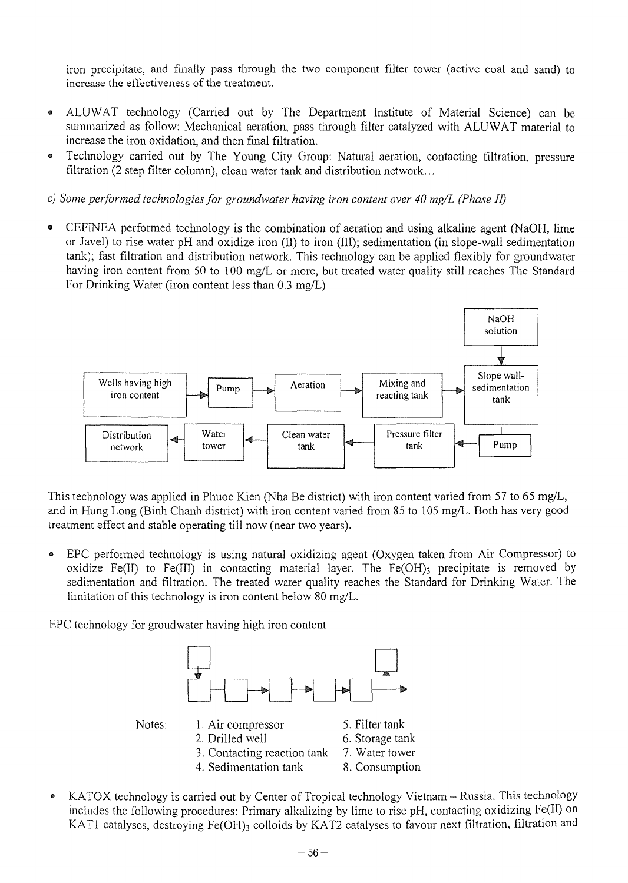iron precipitate, and finally pass through the two component filter tower (active coal and sand) to increase the effectiveness of the treatment.

- ALUWAT technology (Carried out by The Department Institute of Material Science) can be summarized as follow: Mechanical aeration, pass through filter catalyzed with ALUWAT material to increase the iron oxidation, and then final filtration.
- Technology carried out by The Young City Group: Natural aeration, contacting filtration, pressure filtration (2 step filter column), clean water tank and distribution network...

*c) Some performed technologies for groundwater having iron content over 40 mg/L (Phase II)*

- CEFINEA performed technology is the combination of aeration and using alkaline agent (NaOH, lime or Javel) to rise water pH and oxidize iron (II) to iron (III); sedimentation (in slope-wall sedimentation tank); fast filtration and distribution network. This technology can be applied flexibly for groundwater having iron content from 50 to 100 mg/L or more, but treated water quality still reaches The Standard For Drinking Water (iron content less than 0.3 mg/L)

Wells having high iron content → Pump → Aeration → Mixing and reacting tank → Slope wall-sedimentation tank (← NaOH solution) → Pump → Pressure filter tank → Clean water tank → Water tower → Distribution network

This technology was applied in Phuoc Kien (Nha Be district) with iron content varied from 57 to 65 mg/L, and in Hung Long (Binh Chanh district) with iron content varied from 85 to 105 mg/L. Both has very good treatment effect and stable operating till now (near two years).

- EPC performed technology is using natural oxidizing agent (Oxygen taken from Air Compressor) to oxidize Fe(II) to Fe(III) in contacting material layer. The $Fe(OH)_3$ precipitate is removed by sedimentation and filtration. The treated water quality reaches the Standard for Drinking Water. The limitation of this technology is iron content below 80 mg/L.

EPC technology for groudwater having high iron content

Notes:

1. Air compressor
2. Drilled well
3. Contacting reaction tank
4. Sedimentation tank
5. Filter tank
6. Storage tank
7. Water tower
8. Consumption

- KATOX technology is carried out by Center of Tropical technology Vietnam – Russia. This technology includes the following procedures: Primary alkalizing by lime to rise pH, contacting oxidizing Fe(II) on KAT1 catalyses, destroying $Fe(OH)_3$ colloids by KAT2 catalyses to favour next filtration, filtration and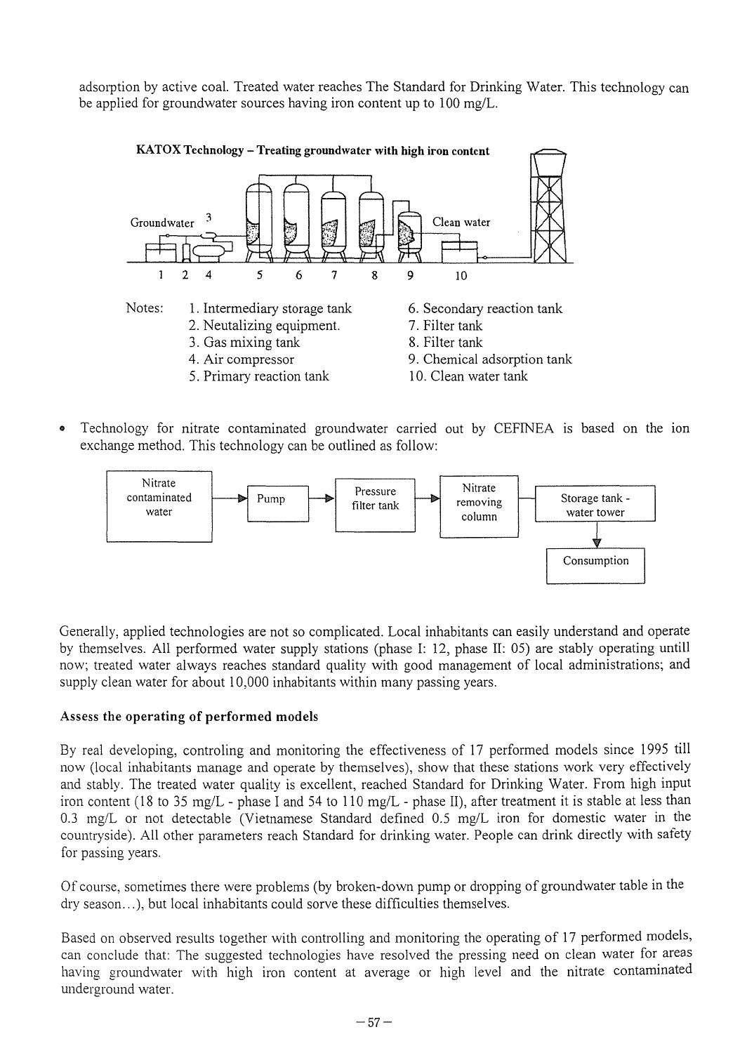adsorption by active coal. Treated water reaches The Standard for Drinking Water. This technology can be applied for groundwater sources having iron content up to 100 mg/L.

**KATOX Technology – Treating groundwater with high iron content**

Notes:

1. Intermediary storage tank
2. Neutalizing equipment.
3. Gas mixing tank
4. Air compressor
5. Primary reaction tank
6. Secondary reaction tank
7. Filter tank
8. Filter tank
9. Chemical adsorption tank
10. Clean water tank

- Technology for nitrate contaminated groundwater carried out by CEFINEA is based on the ion exchange method. This technology can be outlined as follow:

Nitrate contaminated water → Pump → Pressure filter tank → Nitrate removing column → Storage tank - water tower → Consumption

Generally, applied technologies are not so complicated. Local inhabitants can easily understand and operate by themselves. All performed water supply stations (phase I: 12, phase II: 05) are stably operating untill now; treated water always reaches standard quality with good management of local administrations; and supply clean water for about 10,000 inhabitants within many passing years.

**Assess the operating of performed models**

By real developing, controling and monitoring the effectiveness of 17 performed models since 1995 till now (local inhabitants manage and operate by themselves), show that these stations work very effectively and stably. The treated water quality is excellent, reached Standard for Drinking Water. From high input iron content (18 to 35 mg/L - phase I and 54 to 110 mg/L - phase II), after treatment it is stable at less than 0.3 mg/L or not detectable (Vietnamese Standard defined 0.5 mg/L iron for domestic water in the countryside). All other parameters reach Standard for drinking water. People can drink directly with safety for passing years.

Of course, sometimes there were problems (by broken-down pump or dropping of groundwater table in the dry season...), but local inhabitants could sorve these difficulties themselves.

Based on observed results together with controlling and monitoring the operating of 17 performed models, can conclude that: The suggested technologies have resolved the pressing need on clean water for areas having groundwater with high iron content at average or high level and the nitrate contaminated underground water.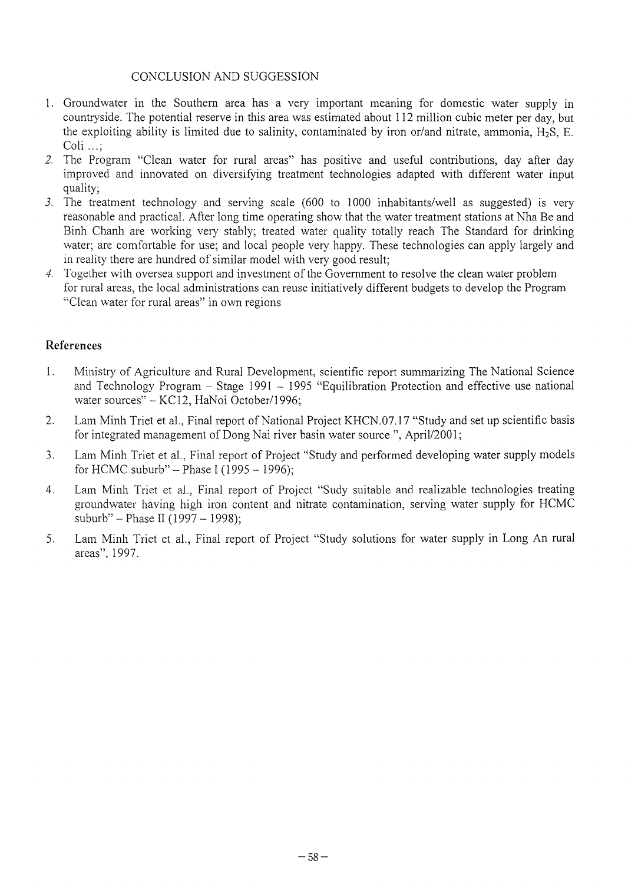## CONCLUSION AND SUGGESSION

1. Groundwater in the Southern area has a very important meaning for domestic water supply in countryside. The potential reserve in this area was estimated about 112 million cubic meter per day, but the exploiting ability is limited due to salinity, contaminated by iron or/and nitrate, ammonia, $H_2S$, E. Coli ...;
2. The Program "Clean water for rural areas" has positive and useful contributions, day after day improved and innovated on diversifying treatment technologies adapted with different water input quality;
3. The treatment technology and serving scale (600 to 1000 inhabitants/well as suggested) is very reasonable and practical. After long time operating show that the water treatment stations at Nha Be and Binh Chanh are working very stably; treated water quality totally reach The Standard for drinking water; are comfortable for use; and local people very happy. These technologies can apply largely and in reality there are hundred of similar model with very good result;
4. Together with oversea support and investment of the Government to resolve the clean water problem for rural areas, the local administrations can reuse initiatively different budgets to develop the Program "Clean water for rural areas" in own regions

## References

1. Ministry of Agriculture and Rural Development, scientific report summarizing The National Science and Technology Program – Stage 1991 – 1995 "Equilibration Protection and effective use national water sources" – KC12, HaNoi October/1996;
2. Lam Minh Triet et al., Final report of National Project KHCN.07.17 "Study and set up scientific basis for integrated management of Dong Nai river basin water source ", April/2001;
3. Lam Minh Triet et al., Final report of Project "Study and performed developing water supply models for HCMC suburb" – Phase I (1995 – 1996);
4. Lam Minh Triet et al., Final report of Project "Sudy suitable and realizable technologies treating groundwater having high iron content and nitrate contamination, serving water supply for HCMC suburb" – Phase II (1997 – 1998);
5. Lam Minh Triet et al., Final report of Project "Study solutions for water supply in Long An rural areas", 1997.